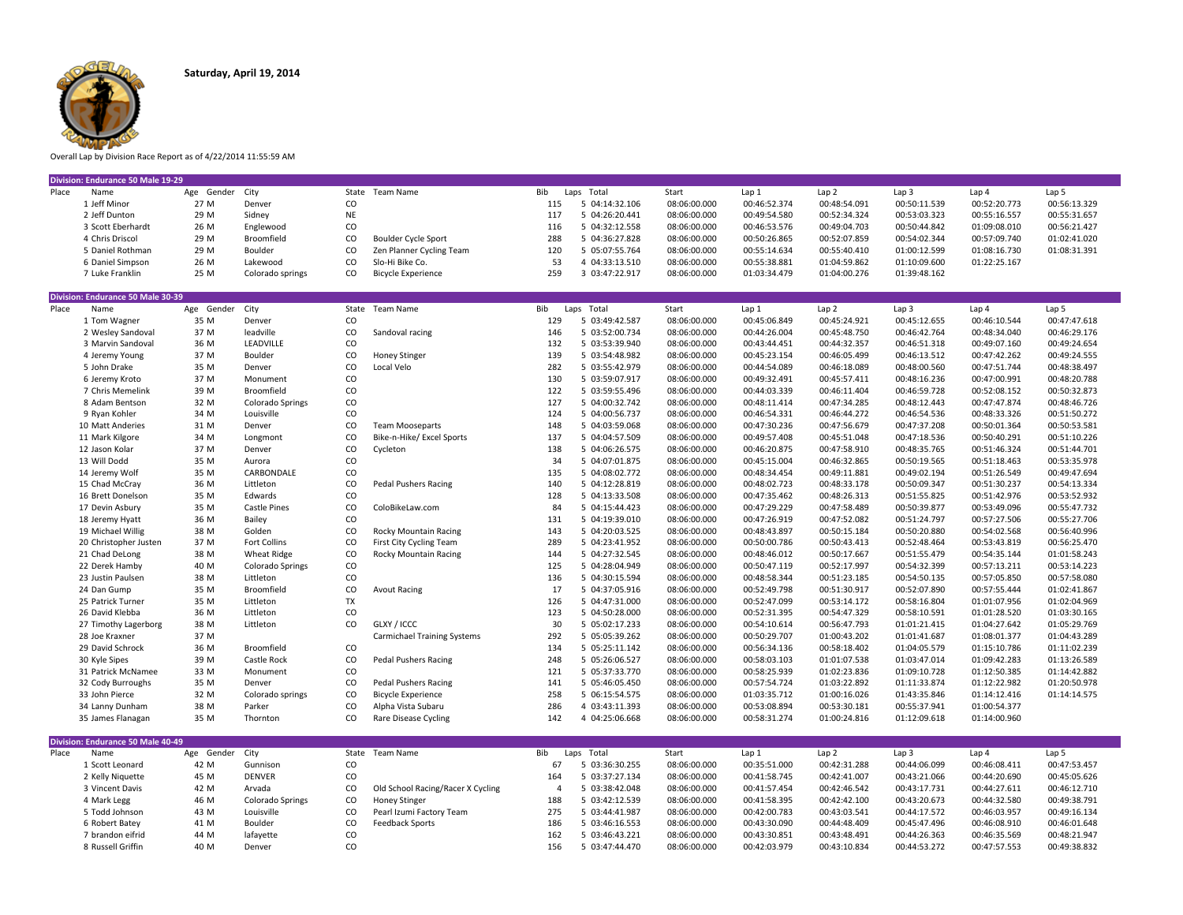**Saturday, April 19, 2014**

Overall Lap by Division Race Report as of 4/22/2014 11:55:59 AM

**Division: Endurance 50 Male 19-29**

| Place | Name | Age | Gender | City | State | Team Name | Bib | Laps | Total | Start | Lap 1 | Lap 2 | Lap 3 | Lap 4 | Lap 5 |
|---|---|---|---|---|---|---|---|---|---|---|---|---|---|---|---|
| 1 | Jeff Minor | 27 | M | Denver | CO | | 115 | 5 | 04:14:32.106 | 08:06:00.000 | 00:46:52.374 | 00:48:54.091 | 00:50:11.539 | 00:52:20.773 | 00:56:13.329 |
| 2 | Jeff Dunton | 29 | M | Sidney | NE | | 117 | 5 | 04:26:20.441 | 08:06:00.000 | 00:49:54.580 | 00:52:34.324 | 00:53:03.323 | 00:55:16.557 | 00:55:31.657 |
| 3 | Scott Eberhardt | 26 | M | Englewood | CO | | 116 | 5 | 04:32:12.558 | 08:06:00.000 | 00:46:53.576 | 00:49:04.703 | 00:50:44.842 | 01:09:08.010 | 00:56:21.427 |
| 4 | Chris Driscol | 29 | M | Broomfield | CO | Boulder Cycle Sport | 288 | 5 | 04:36:27.828 | 08:06:00.000 | 00:50:26.865 | 00:52:07.859 | 00:54:02.344 | 00:57:09.740 | 01:02:41.020 |
| 5 | Daniel Rothman | 29 | M | Boulder | CO | Zen Planner Cycling Team | 120 | 5 | 05:07:55.764 | 08:06:00.000 | 00:55:14.634 | 00:55:40.410 | 01:00:12.599 | 01:08:16.730 | 01:08:31.391 |
| 6 | Daniel Simpson | 26 | M | Lakewood | CO | Slo-Hi Bike Co. | 53 | 4 | 04:33:13.510 | 08:06:00.000 | 00:55:38.881 | 01:04:59.862 | 01:10:09.600 | 01:22:25.167 | |
| 7 | Luke Franklin | 25 | M | Colorado springs | CO | Bicycle Experience | 259 | 3 | 03:47:22.917 | 08:06:00.000 | 01:03:34.479 | 01:04:00.276 | 01:39:48.162 | | |

**Division: Endurance 50 Male 30-39**

| Place | Name | Age | Gender | City | State | Team Name | Bib | Laps | Total | Start | Lap 1 | Lap 2 | Lap 3 | Lap 4 | Lap 5 |
|---|---|---|---|---|---|---|---|---|---|---|---|---|---|---|---|
| 1 | Tom Wagner | 35 | M | Denver | CO | | 129 | 5 | 03:49:42.587 | 08:06:00.000 | 00:45:06.849 | 00:45:24.921 | 00:45:12.655 | 00:46:10.544 | 00:47:47.618 |
| 2 | Wesley Sandoval | 37 | M | leadville | CO | Sandoval racing | 146 | 5 | 03:52:00.734 | 08:06:00.000 | 00:44:26.004 | 00:45:48.750 | 00:46:42.764 | 00:48:34.040 | 00:46:29.176 |
| 3 | Marvin Sandoval | 36 | M | LEADVILLE | CO | | 132 | 5 | 03:53:39.940 | 08:06:00.000 | 00:43:44.451 | 00:44:32.357 | 00:46:51.318 | 00:49:07.160 | 00:49:24.654 |
| 4 | Jeremy Young | 37 | M | Boulder | CO | Honey Stinger | 139 | 5 | 03:54:48.982 | 08:06:00.000 | 00:45:23.154 | 00:46:05.499 | 00:46:13.512 | 00:47:42.262 | 00:49:24.555 |
| 5 | John Drake | 35 | M | Denver | CO | Local Velo | 282 | 5 | 03:55:42.979 | 08:06:00.000 | 00:44:54.089 | 00:46:18.089 | 00:48:00.560 | 00:47:51.744 | 00:48:38.497 |
| 6 | Jeremy Kroto | 37 | M | Monument | CO | | 130 | 5 | 03:59:07.917 | 08:06:00.000 | 00:49:32.491 | 00:45:57.411 | 00:48:16.236 | 00:47:00.991 | 00:48:20.788 |
| 7 | Chris Memelink | 39 | M | Broomfield | CO | | 122 | 5 | 03:59:55.496 | 08:06:00.000 | 00:44:03.339 | 00:46:11.404 | 00:46:59.728 | 00:52:08.152 | 00:50:32.873 |
| 8 | Adam Bentson | 32 | M | Colorado Springs | CO | | 127 | 5 | 04:00:32.742 | 08:06:00.000 | 00:48:11.414 | 00:47:34.285 | 00:48:12.443 | 00:47:47.874 | 00:48:46.726 |
| 9 | Ryan Kohler | 34 | M | Louisville | CO | | 124 | 5 | 04:00:56.737 | 08:06:00.000 | 00:46:54.331 | 00:46:44.272 | 00:46:54.536 | 00:48:33.326 | 00:51:50.272 |
| 10 | Matt Anderies | 31 | M | Denver | CO | Team Mooseparts | 148 | 5 | 04:03:59.068 | 08:06:00.000 | 00:47:30.236 | 00:47:56.679 | 00:47:37.208 | 00:50:01.364 | 00:50:53.581 |
| 11 | Mark Kilgore | 34 | M | Longmont | CO | Bike-n-Hike/ Excel Sports | 137 | 5 | 04:04:57.509 | 08:06:00.000 | 00:49:57.408 | 00:45:51.048 | 00:47:18.536 | 00:50:40.291 | 00:51:10.226 |
| 12 | Jason Kolar | 37 | M | Denver | CO | Cycleton | 138 | 5 | 04:06:26.575 | 08:06:00.000 | 00:46:20.875 | 00:47:58.910 | 00:48:35.765 | 00:51:46.324 | 00:51:44.701 |
| 13 | Will Dodd | 35 | M | Aurora | CO | | 34 | 5 | 04:07:01.875 | 08:06:00.000 | 00:45:15.004 | 00:46:32.865 | 00:50:19.565 | 00:51:18.463 | 00:53:35.978 |
| 14 | Jeremy Wolf | 35 | M | CARBONDALE | CO | | 135 | 5 | 04:08:02.772 | 08:06:00.000 | 00:48:34.454 | 00:49:11.881 | 00:49:02.194 | 00:51:26.549 | 00:49:47.694 |
| 15 | Chad McCray | 36 | M | Littleton | CO | Pedal Pushers Racing | 140 | 5 | 04:12:28.819 | 08:06:00.000 | 00:48:02.723 | 00:48:33.178 | 00:50:09.347 | 00:51:30.237 | 00:54:13.334 |
| 16 | Brett Donelson | 35 | M | Edwards | CO | | 128 | 5 | 04:13:33.508 | 08:06:00.000 | 00:47:35.462 | 00:48:26.313 | 00:51:55.825 | 00:51:42.976 | 00:53:52.932 |
| 17 | Devin Asbury | 35 | M | Castle Pines | CO | ColoBikeLaw.com | 84 | 5 | 04:15:44.423 | 08:06:00.000 | 00:47:29.229 | 00:47:58.489 | 00:50:39.877 | 00:53:49.096 | 00:55:47.732 |
| 18 | Jeremy Hyatt | 36 | M | Bailey | CO | | 131 | 5 | 04:19:39.010 | 08:06:00.000 | 00:47:26.919 | 00:47:52.082 | 00:51:24.797 | 00:57:27.506 | 00:55:27.706 |
| 19 | Michael Willig | 38 | M | Golden | CO | Rocky Mountain Racing | 143 | 5 | 04:20:03.525 | 08:06:00.000 | 00:48:43.897 | 00:50:15.184 | 00:50:20.880 | 00:54:02.568 | 00:56:40.996 |
| 20 | Christopher Justen | 37 | M | Fort Collins | CO | First City Cycling Team | 289 | 5 | 04:23:41.952 | 08:06:00.000 | 00:50:00.786 | 00:50:43.413 | 00:52:48.464 | 00:53:43.819 | 00:56:25.470 |
| 21 | Chad DeLong | 38 | M | Wheat Ridge | CO | Rocky Mountain Racing | 144 | 5 | 04:27:32.545 | 08:06:00.000 | 00:48:46.012 | 00:50:17.667 | 00:51:55.479 | 00:54:35.144 | 01:01:58.243 |
| 22 | Derek Hamby | 40 | M | Colorado Springs | CO | | 125 | 5 | 04:28:04.949 | 08:06:00.000 | 00:50:47.119 | 00:52:17.997 | 00:54:32.399 | 00:57:13.211 | 00:53:14.223 |
| 23 | Justin Paulsen | 38 | M | Littleton | CO | | 136 | 5 | 04:30:15.594 | 08:06:00.000 | 00:48:58.344 | 00:51:23.185 | 00:54:50.135 | 00:57:05.850 | 00:57:58.080 |
| 24 | Dan Gump | 35 | M | Broomfield | CO | Avout Racing | 17 | 5 | 04:37:05.916 | 08:06:00.000 | 00:52:49.798 | 00:51:30.917 | 00:52:07.890 | 00:57:55.444 | 01:02:41.867 |
| 25 | Patrick Turner | 35 | M | Littleton | TX | | 126 | 5 | 04:47:31.000 | 08:06:00.000 | 00:52:47.099 | 00:53:14.172 | 00:58:16.804 | 01:01:07.956 | 01:02:04.969 |
| 26 | David Klebba | 36 | M | Littleton | CO | | 123 | 5 | 04:50:28.000 | 08:06:00.000 | 00:52:31.395 | 00:54:47.329 | 00:58:10.591 | 01:01:28.520 | 01:03:30.165 |
| 27 | Timothy Lagerborg | 38 | M | Littleton | CO | GLXY / ICCC | 30 | 5 | 05:02:17.233 | 08:06:00.000 | 00:54:10.614 | 00:56:47.793 | 01:01:21.415 | 01:04:27.642 | 01:05:29.769 |
| 28 | Joe Kraxner | 37 | M | | | Carmichael Training Systems | 292 | 5 | 05:05:39.262 | 08:06:00.000 | 00:50:29.707 | 01:00:43.202 | 01:01:41.687 | 01:08:01.377 | 01:04:43.289 |
| 29 | David Schrock | 36 | M | Broomfield | CO | | 134 | 5 | 05:25:11.142 | 08:06:00.000 | 00:56:34.136 | 00:58:18.402 | 01:04:05.579 | 01:15:10.786 | 01:11:02.239 |
| 30 | Kyle Sipes | 39 | M | Castle Rock | CO | Pedal Pushers Racing | 248 | 5 | 05:26:06.527 | 08:06:00.000 | 00:58:03.103 | 01:01:07.538 | 01:03:47.014 | 01:09:42.283 | 01:13:26.589 |
| 31 | Patrick McNamee | 33 | M | Monument | CO | | 121 | 5 | 05:37:33.770 | 08:06:00.000 | 00:58:25.939 | 01:02:23.836 | 01:09:10.728 | 01:12:50.385 | 01:14:42.882 |
| 32 | Cody Burroughs | 35 | M | Denver | CO | Pedal Pushers Racing | 141 | 5 | 05:46:05.450 | 08:06:00.000 | 00:57:54.724 | 01:03:22.892 | 01:11:33.874 | 01:12:22.982 | 01:20:50.978 |
| 33 | John Pierce | 32 | M | Colorado springs | CO | Bicycle Experience | 258 | 5 | 06:15:54.575 | 08:06:00.000 | 01:03:35.712 | 01:00:16.026 | 01:43:35.846 | 01:14:12.416 | 01:14:14.575 |
| 34 | Lanny Dunham | 38 | M | Parker | CO | Alpha Vista Subaru | 286 | 4 | 03:43:11.393 | 08:06:00.000 | 00:53:08.894 | 00:53:30.181 | 00:55:37.941 | 01:00:54.377 | |
| 35 | James Flanagan | 35 | M | Thornton | CO | Rare Disease Cycling | 142 | 4 | 04:25:06.668 | 08:06:00.000 | 00:58:31.274 | 01:00:24.816 | 01:12:09.618 | 01:14:00.960 | |

**Division: Endurance 50 Male 40-49**

| Place | Name | Age | Gender | City | State | Team Name | Bib | Laps | Total | Start | Lap 1 | Lap 2 | Lap 3 | Lap 4 | Lap 5 |
|---|---|---|---|---|---|---|---|---|---|---|---|---|---|---|---|
| 1 | Scott Leonard | 42 | M | Gunnison | CO | | 67 | 5 | 03:36:30.255 | 08:06:00.000 | 00:35:51.000 | 00:42:31.288 | 00:44:06.099 | 00:46:08.411 | 00:47:53.457 |
| 2 | Kelly Niquette | 45 | M | DENVER | CO | | 164 | 5 | 03:37:27.134 | 08:06:00.000 | 00:41:58.745 | 00:42:41.007 | 00:43:21.066 | 00:44:20.690 | 00:45:05.626 |
| 3 | Vincent Davis | 42 | M | Arvada | CO | Old School Racing/Racer X Cycling | 4 | 5 | 03:38:42.048 | 08:06:00.000 | 00:41:57.454 | 00:42:46.542 | 00:43:17.731 | 00:44:27.611 | 00:46:12.710 |
| 4 | Mark Legg | 46 | M | Colorado Springs | CO | Honey Stinger | 188 | 5 | 03:42:12.539 | 08:06:00.000 | 00:41:58.395 | 00:42:42.100 | 00:43:20.673 | 00:44:32.580 | 00:49:38.791 |
| 5 | Todd Johnson | 43 | M | Louisville | CO | Pearl Izumi Factory Team | 275 | 5 | 03:44:41.987 | 08:06:00.000 | 00:42:00.783 | 00:43:03.541 | 00:44:17.572 | 00:46:03.957 | 00:49:16.134 |
| 6 | Robert Batey | 41 | M | Boulder | CO | Feedback Sports | 186 | 5 | 03:46:16.553 | 08:06:00.000 | 00:43:30.090 | 00:44:48.409 | 00:45:47.496 | 00:46:08.910 | 00:46:01.648 |
| 7 | brandon eifrid | 44 | M | lafayette | CO | | 162 | 5 | 03:46:43.221 | 08:06:00.000 | 00:43:30.851 | 00:43:48.491 | 00:44:26.363 | 00:46:35.569 | 00:48:21.947 |
| 8 | Russell Griffin | 40 | M | Denver | CO | | 156 | 5 | 03:47:44.470 | 08:06:00.000 | 00:42:03.979 | 00:43:10.834 | 00:44:53.272 | 00:47:57.553 | 00:49:38.832 |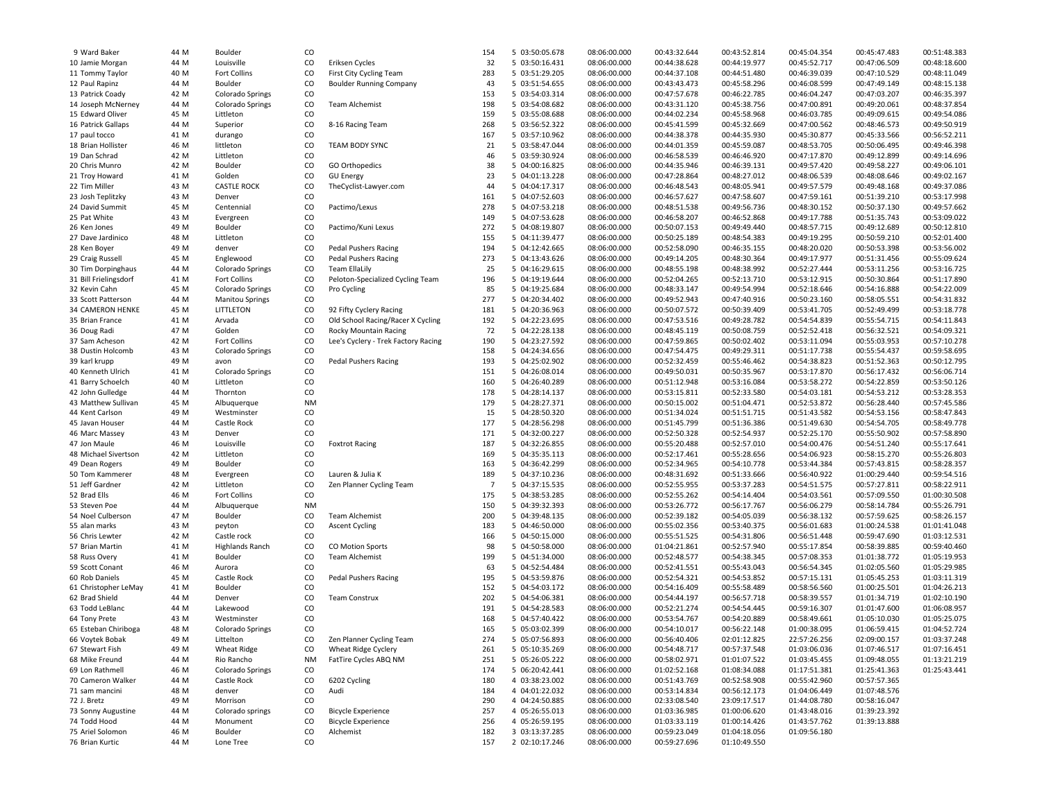| | | | | | | | | | | | | | |
|---|---|---|---|---|---|---|---|---|---|---|---|---|---|
| 9 Ward Baker | 44 M | Boulder | CO | | 154 | 5 03:50:05.678 | 08:06:00.000 | 00:43:32.644 | 00:43:52.814 | 00:45:04.354 | 00:45:47.483 | 00:51:48.383 |
| 10 Jamie Morgan | 44 M | Louisville | CO | Eriksen Cycles | 32 | 5 03:50:16.431 | 08:06:00.000 | 00:44:38.628 | 00:44:19.977 | 00:45:52.717 | 00:47:06.509 | 00:48:18.600 |
| 11 Tommy Taylor | 40 M | Fort Collins | CO | First City Cycling Team | 283 | 5 03:51:29.205 | 08:06:00.000 | 00:44:37.108 | 00:44:51.480 | 00:46:39.039 | 00:47:10.529 | 00:48:11.049 |
| 12 Paul Rapinz | 44 M | Boulder | CO | Boulder Running Company | 43 | 5 03:51:54.655 | 08:06:00.000 | 00:43:43.473 | 00:45:58.296 | 00:46:08.599 | 00:47:49.149 | 00:48:15.138 |
| 13 Patrick Coady | 42 M | Colorado Springs | CO | | 153 | 5 03:54:03.314 | 08:06:00.000 | 00:47:57.678 | 00:46:22.785 | 00:46:04.247 | 00:47:03.207 | 00:46:35.397 |
| 14 Joseph McNerney | 44 M | Colorado Springs | CO | Team Alchemist | 198 | 5 03:54:08.682 | 08:06:00.000 | 00:43:31.120 | 00:45:38.756 | 00:47:00.891 | 00:49:20.061 | 00:48:37.854 |
| 15 Edward Oliver | 45 M | Littleton | CO | | 159 | 5 03:55:08.688 | 08:06:00.000 | 00:44:02.234 | 00:45:58.968 | 00:46:03.785 | 00:49:09.615 | 00:49:54.086 |
| 16 Patrick Gallaps | 44 M | Superior | CO | 8-16 Racing Team | 268 | 5 03:56:52.322 | 08:06:00.000 | 00:45:41.599 | 00:45:32.669 | 00:47:00.562 | 00:48:46.573 | 00:49:50.919 |
| 17 paul tocco | 41 M | durango | CO | | 167 | 5 03:57:10.962 | 08:06:00.000 | 00:44:38.378 | 00:44:35.930 | 00:45:30.877 | 00:45:33.566 | 00:56:52.211 |
| 18 Brian Hollister | 46 M | littleton | CO | TEAM BODY SYNC | 21 | 5 03:58:47.044 | 08:06:00.000 | 00:44:01.359 | 00:45:59.087 | 00:48:53.705 | 00:50:06.495 | 00:49:46.398 |
| 19 Dan Schrad | 42 M | Littleton | CO | | 46 | 5 03:59:30.924 | 08:06:00.000 | 00:46:58.539 | 00:46:46.920 | 00:47:17.870 | 00:49:12.899 | 00:49:14.696 |
| 20 Chris Munro | 42 M | Boulder | CO | GO Orthopedics | 38 | 5 04:00:16.825 | 08:06:00.000 | 00:44:35.946 | 00:46:39.131 | 00:49:57.420 | 00:49:58.227 | 00:49:06.101 |
| 21 Troy Howard | 41 M | Golden | CO | GU Energy | 23 | 5 04:01:13.228 | 08:06:00.000 | 00:47:28.864 | 00:48:27.012 | 00:48:06.539 | 00:48:08.646 | 00:49:02.167 |
| 22 Tim Miller | 43 M | CASTLE ROCK | CO | TheCyclist-Lawyer.com | 44 | 5 04:04:17.317 | 08:06:00.000 | 00:46:48.543 | 00:48:05.941 | 00:49:57.579 | 00:49:48.168 | 00:49:37.086 |
| 23 Josh Teplitzky | 43 M | Denver | CO | | 161 | 5 04:07:52.603 | 08:06:00.000 | 00:46:57.627 | 00:47:58.607 | 00:47:59.161 | 00:51:39.210 | 00:53:17.998 |
| 24 David Summit | 45 M | Centennial | CO | Pactimo/Lexus | 278 | 5 04:07:53.218 | 08:06:00.000 | 00:48:51.538 | 00:49:56.736 | 00:48:30.152 | 00:50:37.130 | 00:49:57.662 |
| 25 Pat White | 43 M | Evergreen | CO | | 149 | 5 04:07:53.628 | 08:06:00.000 | 00:46:58.207 | 00:46:52.868 | 00:49:17.788 | 00:51:35.743 | 00:53:09.022 |
| 26 Ken Jones | 49 M | Boulder | CO | Pactimo/Kuni Lexus | 272 | 5 04:08:19.807 | 08:06:00.000 | 00:50:07.153 | 00:49:49.440 | 00:48:57.715 | 00:49:12.689 | 00:50:12.810 |
| 27 Dave Jardinico | 48 M | Littleton | CO | | 155 | 5 04:11:39.477 | 08:06:00.000 | 00:50:25.189 | 00:48:54.383 | 00:49:19.295 | 00:50:59.210 | 00:52:01.400 |
| 28 Ken Boyer | 49 M | denver | CO | Pedal Pushers Racing | 194 | 5 04:12:42.665 | 08:06:00.000 | 00:52:58.090 | 00:46:35.155 | 00:48:20.020 | 00:50:53.398 | 00:53:56.002 |
| 29 Craig Russell | 45 M | Englewood | CO | Pedal Pushers Racing | 273 | 5 04:13:43.626 | 08:06:00.000 | 00:49:14.205 | 00:48:30.364 | 00:49:17.977 | 00:51:31.456 | 00:55:09.624 |
| 30 Tim Dorpinghaus | 44 M | Colorado Springs | CO | Team EllaLily | 25 | 5 04:16:29.615 | 08:06:00.000 | 00:48:55.198 | 00:48:38.992 | 00:52:27.444 | 00:53:11.256 | 00:53:16.725 |
| 31 Bill Frielingsdorf | 41 M | Fort Collins | CO | Peloton-Specialized Cycling Team | 196 | 5 04:19:19.644 | 08:06:00.000 | 00:52:04.265 | 00:52:13.710 | 00:53:12.915 | 00:50:30.864 | 00:51:17.890 |
| 32 Kevin Cahn | 45 M | Colorado Springs | CO | Pro Cycling | 85 | 5 04:19:25.684 | 08:06:00.000 | 00:48:33.147 | 00:49:54.994 | 00:52:18.646 | 00:54:16.888 | 00:54:22.009 |
| 33 Scott Patterson | 44 M | Manitou Springs | CO | | 277 | 5 04:20:34.402 | 08:06:00.000 | 00:49:52.943 | 00:47:40.916 | 00:50:23.160 | 00:58:05.551 | 00:54:31.832 |
| 34 CAMERON HENKE | 45 M | LITTLETON | CO | 92 Fifty Cyclery Racing | 181 | 5 04:20:36.963 | 08:06:00.000 | 00:50:07.572 | 00:50:39.409 | 00:53:41.705 | 00:52:49.499 | 00:53:18.778 |
| 35 Brian France | 41 M | Arvada | CO | Old School Racing/Racer X Cycling | 192 | 5 04:22:23.695 | 08:06:00.000 | 00:47:53.516 | 00:49:28.782 | 00:54:54.839 | 00:55:54.715 | 00:54:11.843 |
| 36 Doug Radi | 47 M | Golden | CO | Rocky Mountain Racing | 72 | 5 04:22:28.138 | 08:06:00.000 | 00:48:45.119 | 00:50:08.759 | 00:52:52.418 | 00:56:32.521 | 00:54:09.321 |
| 37 Sam Acheson | 42 M | Fort Collins | CO | Lee's Cyclery - Trek Factory Racing | 190 | 5 04:23:27.592 | 08:06:00.000 | 00:47:59.865 | 00:50:02.402 | 00:53:11.094 | 00:55:03.953 | 00:57:10.278 |
| 38 Dustin Holcomb | 43 M | Colorado Springs | CO | | 158 | 5 04:24:34.656 | 08:06:00.000 | 00:47:54.475 | 00:49:29.311 | 00:51:17.738 | 00:55:54.437 | 00:59:58.695 |
| 39 karl krupp | 49 M | avon | CO | Pedal Pushers Racing | 193 | 5 04:25:02.902 | 08:06:00.000 | 00:52:32.459 | 00:55:46.462 | 00:54:38.823 | 00:51:52.363 | 00:50:12.795 |
| 40 Kenneth Ulrich | 41 M | Colorado Springs | CO | | 151 | 5 04:26:08.014 | 08:06:00.000 | 00:49:50.031 | 00:50:35.967 | 00:53:17.870 | 00:56:17.432 | 00:56:06.714 |
| 41 Barry Schoelch | 40 M | Littleton | CO | | 160 | 5 04:26:40.289 | 08:06:00.000 | 00:51:12.948 | 00:53:16.084 | 00:53:58.272 | 00:54:22.859 | 00:53:50.126 |
| 42 John Gulledge | 44 M | Thornton | CO | | 178 | 5 04:28:14.137 | 08:06:00.000 | 00:53:15.811 | 00:52:33.580 | 00:54:03.181 | 00:54:53.212 | 00:53:28.353 |
| 43 Matthew Sullivan | 45 M | Albuquerque | NM | | 179 | 5 04:28:27.371 | 08:06:00.000 | 00:50:15.002 | 00:51:04.471 | 00:52:53.872 | 00:56:28.440 | 00:57:45.586 |
| 44 Kent Carlson | 49 M | Westminster | CO | | 15 | 5 04:28:50.320 | 08:06:00.000 | 00:51:34.024 | 00:51:51.715 | 00:51:43.582 | 00:54:53.156 | 00:58:47.843 |
| 45 Javan Houser | 44 M | Castle Rock | CO | | 177 | 5 04:28:56.298 | 08:06:00.000 | 00:51:45.799 | 00:51:36.386 | 00:51:49.630 | 00:54:54.705 | 00:58:49.778 |
| 46 Marc Massey | 43 M | Denver | CO | | 171 | 5 04:32:00.227 | 08:06:00.000 | 00:52:50.328 | 00:52:54.937 | 00:52:25.170 | 00:55:50.902 | 00:57:58.890 |
| 47 Jon Maule | 46 M | Louisville | CO | Foxtrot Racing | 187 | 5 04:32:26.855 | 08:06:00.000 | 00:55:20.488 | 00:52:57.010 | 00:54:00.476 | 00:54:51.240 | 00:55:17.641 |
| 48 Michael Sivertson | 42 M | Littleton | CO | | 169 | 5 04:35:35.113 | 08:06:00.000 | 00:52:17.461 | 00:55:28.656 | 00:54:06.923 | 00:58:15.270 | 00:55:26.803 |
| 49 Dean Rogers | 49 M | Boulder | CO | | 163 | 5 04:36:42.299 | 08:06:00.000 | 00:52:34.965 | 00:54:10.778 | 00:53:44.384 | 00:57:43.815 | 00:58:28.357 |
| 50 Tom Kammerer | 48 M | Evergreen | CO | Lauren & Julia K | 189 | 5 04:37:10.236 | 08:06:00.000 | 00:48:31.692 | 00:51:33.666 | 00:56:40.922 | 01:00:29.440 | 00:59:54.516 |
| 51 Jeff Gardner | 42 M | Littleton | CO | Zen Planner Cycling Team | 7 | 5 04:37:15.535 | 08:06:00.000 | 00:52:55.955 | 00:53:37.283 | 00:54:51.575 | 00:57:27.811 | 00:58:22.911 |
| 52 Brad Ells | 46 M | Fort Collins | CO | | 175 | 5 04:38:53.285 | 08:06:00.000 | 00:52:55.262 | 00:54:14.404 | 00:54:03.561 | 00:57:09.550 | 01:00:30.508 |
| 53 Steven Poe | 44 M | Albuquerque | NM | | 150 | 5 04:39:32.393 | 08:06:00.000 | 00:53:26.772 | 00:56:17.767 | 00:56:06.279 | 00:58:14.784 | 00:55:26.791 |
| 54 Noel Culberson | 47 M | Boulder | CO | Team Alchemist | 200 | 5 04:39:48.135 | 08:06:00.000 | 00:52:39.182 | 00:54:05.039 | 00:56:38.132 | 00:57:59.625 | 00:58:26.157 |
| 55 alan marks | 43 M | peyton | CO | Ascent Cycling | 183 | 5 04:46:50.000 | 08:06:00.000 | 00:55:02.356 | 00:53:40.375 | 00:56:01.683 | 01:00:24.538 | 01:01:41.048 |
| 56 Chris Lewter | 42 M | Castle rock | CO | | 166 | 5 04:50:15.000 | 08:06:00.000 | 00:55:51.525 | 00:54:31.806 | 00:56:51.448 | 00:59:47.690 | 01:03:12.531 |
| 57 Brian Martin | 41 M | Highlands Ranch | CO | CO Motion Sports | 98 | 5 04:50:58.000 | 08:06:00.000 | 01:04:21.861 | 00:52:57.940 | 00:55:17.854 | 00:58:39.885 | 00:59:40.460 |
| 58 Russ Overy | 41 M | Boulder | CO | Team Alchemist | 199 | 5 04:51:34.000 | 08:06:00.000 | 00:52:48.577 | 00:54:38.345 | 00:57:08.353 | 01:01:38.772 | 01:05:19.953 |
| 59 Scott Conant | 46 M | Aurora | CO | | 63 | 5 04:52:54.484 | 08:06:00.000 | 00:52:41.551 | 00:55:43.043 | 00:56:54.345 | 01:02:05.560 | 01:05:29.985 |
| 60 Rob Daniels | 45 M | Castle Rock | CO | Pedal Pushers Racing | 195 | 5 04:53:59.876 | 08:06:00.000 | 00:52:54.321 | 00:54:53.852 | 00:57:15.131 | 01:05:45.253 | 01:03:11.319 |
| 61 Christopher LeMay | 41 M | Boulder | CO | | 152 | 5 04:54:03.172 | 08:06:00.000 | 00:54:16.409 | 00:55:58.489 | 00:58:56.560 | 01:00:25.501 | 01:04:26.213 |
| 62 Brad Shield | 44 M | Denver | CO | Team Construx | 202 | 5 04:54:06.381 | 08:06:00.000 | 00:54:44.197 | 00:56:57.718 | 00:58:39.557 | 01:01:34.719 | 01:02:10.190 |
| 63 Todd LeBlanc | 44 M | Lakewood | CO | | 191 | 5 04:54:28.583 | 08:06:00.000 | 00:52:21.274 | 00:54:54.445 | 00:59:16.307 | 01:01:47.600 | 01:06:08.957 |
| 64 Tony Prete | 43 M | Westminster | CO | | 168 | 5 04:57:40.422 | 08:06:00.000 | 00:53:54.767 | 00:54:20.889 | 00:58:49.661 | 01:05:10.030 | 01:05:25.075 |
| 65 Esteban Chiriboga | 48 M | Colorado Springs | CO | | 165 | 5 05:03:02.399 | 08:06:00.000 | 00:54:10.017 | 00:56:22.148 | 01:00:38.095 | 01:06:59.415 | 01:04:52.724 |
| 66 Voytek Bobak | 49 M | Littelton | CO | Zen Planner Cycling Team | 274 | 5 05:07:56.893 | 08:06:00.000 | 00:56:40.406 | 02:01:12.825 | 22:57:26.256 | 02:09:00.157 | 01:03:37.248 |
| 67 Stewart Fish | 49 M | Wheat Ridge | CO | Wheat Ridge Cyclery | 261 | 5 05:10:35.269 | 08:06:00.000 | 00:54:48.717 | 00:57:37.548 | 01:03:06.036 | 01:07:46.517 | 01:07:16.451 |
| 68 Mike Freund | 44 M | Rio Rancho | NM | FatTire Cycles ABQ NM | 251 | 5 05:26:05.222 | 08:06:00.000 | 00:58:02.971 | 01:01:07.522 | 01:03:45.455 | 01:09:48.055 | 01:13:21.219 |
| 69 Lon Rathmell | 46 M | Colorado Springs | CO | | 174 | 5 06:20:42.441 | 08:06:00.000 | 01:02:52.168 | 01:08:34.088 | 01:17:51.381 | 01:25:41.363 | 01:25:43.441 |
| 70 Cameron Walker | 44 M | Castle Rock | CO | 6202 Cycling | 180 | 4 03:38:23.002 | 08:06:00.000 | 00:51:43.769 | 00:52:58.908 | 00:55:42.960 | 00:57:57.365 | |
| 71 sam mancini | 48 M | denver | CO | Audi | 184 | 4 04:01:22.032 | 08:06:00.000 | 00:53:14.834 | 00:56:12.173 | 01:04:06.449 | 01:07:48.576 | |
| 72 J. Bretz | 49 M | Morrison | CO | | 290 | 4 04:24:50.885 | 08:06:00.000 | 02:33:08.540 | 23:09:17.517 | 01:44:08.780 | 00:58:16.047 | |
| 73 Sonny Augustine | 44 M | Colorado springs | CO | Bicycle Experience | 257 | 4 05:26:55.013 | 08:06:00.000 | 01:03:36.985 | 01:00:06.620 | 01:43:48.016 | 01:39:23.392 | |
| 74 Todd Hood | 44 M | Monument | CO | Bicycle Experience | 256 | 4 05:26:59.195 | 08:06:00.000 | 01:03:33.119 | 01:00:14.426 | 01:43:57.762 | 01:39:13.888 | |
| 75 Ariel Solomon | 46 M | Boulder | CO | Alchemist | 182 | 3 03:13:37.285 | 08:06:00.000 | 00:59:23.049 | 01:04:18.056 | 01:09:56.180 | | |
| 76 Brian Kurtic | 44 M | Lone Tree | CO | | 157 | 2 02:10:17.246 | 08:06:00.000 | 00:59:27.696 | 01:10:49.550 | | | |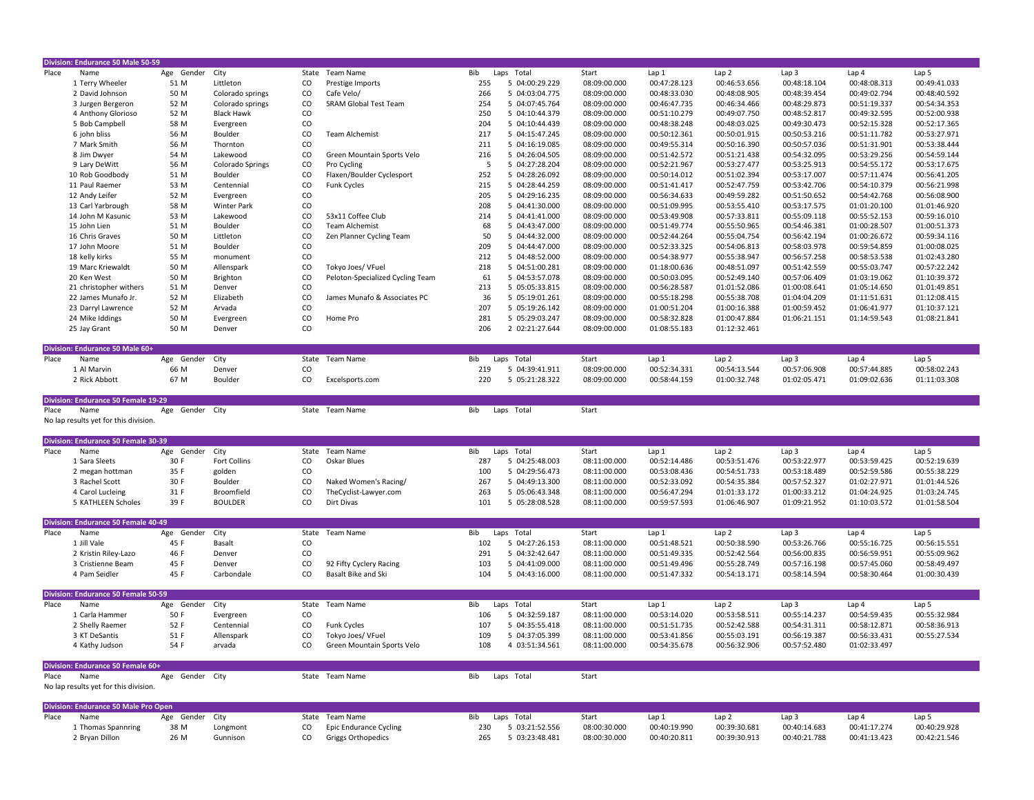## Division: Endurance 50 Male 50-59

| Place | Name | Age | Gender | City | State | Team Name | Bib | Laps | Total | Start | Lap 1 | Lap 2 | Lap 3 | Lap 4 | Lap 5 |
|---|---|---|---|---|---|---|---|---|---|---|---|---|---|---|---|
| 1 | Terry Wheeler | 51 | M | Littleton | CO | Prestige Imports | 255 | 5 | 04:00:29.229 | 08:09:00.000 | 00:47:28.123 | 00:46:53.656 | 00:48:18.104 | 00:48:08.313 | 00:49:41.033 |
| 2 | David Johnson | 50 | M | Colorado springs | CO | Cafe Velo/ | 266 | 5 | 04:03:04.775 | 08:09:00.000 | 00:48:33.030 | 00:48:08.905 | 00:48:39.454 | 00:49:02.794 | 00:48:40.592 |
| 3 | Jurgen Bergeron | 52 | M | Colorado springs | CO | SRAM Global Test Team | 254 | 5 | 04:07:45.764 | 08:09:00.000 | 00:46:47.735 | 00:46:34.466 | 00:48:29.873 | 00:51:19.337 | 00:54:34.353 |
| 4 | Anthony Glorioso | 52 | M | Black Hawk | CO | | 250 | 5 | 04:10:44.379 | 08:09:00.000 | 00:51:10.279 | 00:49:07.750 | 00:48:52.817 | 00:49:32.595 | 00:52:00.938 |
| 5 | Bob Campbell | 58 | M | Evergreen | CO | | 204 | 5 | 04:10:44.439 | 08:09:00.000 | 00:48:38.248 | 00:48:03.025 | 00:49:30.473 | 00:52:15.328 | 00:52:17.365 |
| 6 | john bliss | 56 | M | Boulder | CO | Team Alchemist | 217 | 5 | 04:15:47.245 | 08:09:00.000 | 00:50:12.361 | 00:50:01.915 | 00:50:53.216 | 00:51:11.782 | 00:53:27.971 |
| 7 | Mark Smith | 56 | M | Thornton | CO | | 211 | 5 | 04:16:19.085 | 08:09:00.000 | 00:49:55.314 | 00:50:16.390 | 00:50:57.036 | 00:51:31.901 | 00:53:38.444 |
| 8 | Jim Dwyer | 54 | M | Lakewood | CO | Green Mountain Sports Velo | 216 | 5 | 04:26:04.505 | 08:09:00.000 | 00:51:42.572 | 00:51:21.438 | 00:54:32.095 | 00:53:29.256 | 00:54:59.144 |
| 9 | Lary DeWitt | 56 | M | Colorado Springs | CO | Pro Cycling | 5 | 5 | 04:27:28.204 | 08:09:00.000 | 00:52:21.967 | 00:53:27.477 | 00:53:25.913 | 00:54:55.172 | 00:53:17.675 |
| 10 | Rob Goodbody | 51 | M | Boulder | CO | Flaxen/Boulder Cyclesport | 252 | 5 | 04:28:26.092 | 08:09:00.000 | 00:50:14.012 | 00:51:02.394 | 00:53:17.007 | 00:57:11.474 | 00:56:41.205 |
| 11 | Paul Raemer | 53 | M | Centennial | CO | Funk Cycles | 215 | 5 | 04:28:44.259 | 08:09:00.000 | 00:51:41.417 | 00:52:47.759 | 00:53:42.706 | 00:54:10.379 | 00:56:21.998 |
| 12 | Andy Leifer | 52 | M | Evergreen | CO | | 205 | 5 | 04:29:16.235 | 08:09:00.000 | 00:56:34.633 | 00:49:59.282 | 00:51:50.652 | 00:54:42.768 | 00:56:08.900 |
| 13 | Carl Yarbrough | 58 | M | Winter Park | CO | | 208 | 5 | 04:41:30.000 | 08:09:00.000 | 00:51:09.995 | 00:53:55.410 | 00:53:17.575 | 01:01:20.100 | 01:01:46.920 |
| 14 | John M Kasunic | 53 | M | Lakewood | CO | 53x11 Coffee Club | 214 | 5 | 04:41:41.000 | 08:09:00.000 | 00:53:49.908 | 00:57:33.811 | 00:55:09.118 | 00:55:52.153 | 00:59:16.010 |
| 15 | John Lien | 51 | M | Boulder | CO | Team Alchemist | 68 | 5 | 04:43:47.000 | 08:09:00.000 | 00:51:49.774 | 00:55:50.965 | 00:54:46.381 | 01:00:28.507 | 01:00:51.373 |
| 16 | Chris Graves | 50 | M | Littleton | CO | Zen Planner Cycling Team | 50 | 5 | 04:44:32.000 | 08:09:00.000 | 00:52:44.264 | 00:55:04.754 | 00:56:42.194 | 01:00:26.672 | 00:59:34.116 |
| 17 | John Moore | 51 | M | Boulder | CO | | 209 | 5 | 04:44:47.000 | 08:09:00.000 | 00:52:33.325 | 00:54:06.813 | 00:58:03.978 | 00:59:54.859 | 01:00:08.025 |
| 18 | kelly kirks | 55 | M | monument | CO | | 212 | 5 | 04:48:52.000 | 08:09:00.000 | 00:54:38.977 | 00:55:38.947 | 00:56:57.258 | 00:58:53.538 | 01:02:43.280 |
| 19 | Marc Kriewaldt | 50 | M | Allenspark | CO | Tokyo Joes/ VFuel | 218 | 5 | 04:51:00.281 | 08:09:00.000 | 01:18:00.636 | 00:48:51.097 | 00:51:42.559 | 00:55:03.747 | 00:57:22.242 |
| 20 | Ken West | 50 | M | Brighton | CO | Peloton-Specialized Cycling Team | 61 | 5 | 04:53:57.078 | 08:09:00.000 | 00:50:03.095 | 00:52:49.140 | 00:57:06.409 | 01:03:19.062 | 01:10:39.372 |
| 21 | christopher withers | 51 | M | Denver | CO | | 213 | 5 | 05:05:33.815 | 08:09:00.000 | 00:56:28.587 | 01:01:52.086 | 01:00:08.641 | 01:05:14.650 | 01:01:49.851 |
| 22 | James Munafo Jr. | 52 | M | Elizabeth | CO | James Munafo & Associates PC | 36 | 5 | 05:19:01.261 | 08:09:00.000 | 00:55:18.298 | 00:55:38.708 | 01:04:04.209 | 01:11:51.631 | 01:12:08.415 |
| 23 | Darryl Lawrence | 52 | M | Arvada | CO | | 207 | 5 | 05:19:26.142 | 08:09:00.000 | 01:00:51.204 | 01:00:16.388 | 01:00:59.452 | 01:06:41.977 | 01:10:37.121 |
| 24 | Mike Iddings | 50 | M | Evergreen | CO | Home Pro | 281 | 5 | 05:29:03.247 | 08:09:00.000 | 00:58:32.828 | 01:00:47.884 | 01:06:21.151 | 01:14:59.543 | 01:08:21.841 |
| 25 | Jay Grant | 50 | M | Denver | CO | | 206 | 2 | 02:21:27.644 | 08:09:00.000 | 01:08:55.183 | 01:12:32.461 | | | |

## Division: Endurance 50 Male 60+

| Place | Name | Age | Gender | City | State | Team Name | Bib | Laps | Total | Start | Lap 1 | Lap 2 | Lap 3 | Lap 4 | Lap 5 |
|---|---|---|---|---|---|---|---|---|---|---|---|---|---|---|---|
| 1 | Al Marvin | 66 | M | Denver | CO | | 219 | 5 | 04:39:41.911 | 08:09:00.000 | 00:52:34.331 | 00:54:13.544 | 00:57:06.908 | 00:57:44.885 | 00:58:02.243 |
| 2 | Rick Abbott | 67 | M | Boulder | CO | Excelsports.com | 220 | 5 | 05:21:28.322 | 08:09:00.000 | 00:58:44.159 | 01:00:32.748 | 01:02:05.471 | 01:09:02.636 | 01:11:03.308 |

## Division: Endurance 50 Female 19-29

| Place | Name | Age | Gender | City | State | Team Name | Bib | Laps | Total | Start |
|---|---|---|---|---|---|---|---|---|---|---|

No lap results yet for this division.

## Division: Endurance 50 Female 30-39

| Place | Name | Age | Gender | City | State | Team Name | Bib | Laps | Total | Start | Lap 1 | Lap 2 | Lap 3 | Lap 4 | Lap 5 |
|---|---|---|---|---|---|---|---|---|---|---|---|---|---|---|---|
| 1 | Sara Sleets | 30 | F | Fort Collins | CO | Oskar Blues | 287 | 5 | 04:25:48.003 | 08:11:00.000 | 00:52:14.486 | 00:53:51.476 | 00:53:22.977 | 00:53:59.425 | 00:52:19.639 |
| 2 | megan hottman | 35 | F | golden | CO | | 100 | 5 | 04:29:56.473 | 08:11:00.000 | 00:53:08.436 | 00:54:51.733 | 00:53:18.489 | 00:52:59.586 | 00:55:38.229 |
| 3 | Rachel Scott | 30 | F | Boulder | CO | Naked Women's Racing/ | 267 | 5 | 04:49:13.300 | 08:11:00.000 | 00:52:33.092 | 00:54:35.384 | 00:57:52.327 | 01:02:27.971 | 01:01:44.526 |
| 4 | Carol Lucleing | 31 | F | Broomfield | CO | TheCyclist-Lawyer.com | 263 | 5 | 05:06:43.348 | 08:11:00.000 | 00:56:47.294 | 01:01:33.172 | 01:00:33.212 | 01:04:24.925 | 01:03:24.745 |
| 5 | KATHLEEN Scholes | 39 | F | BOULDER | CO | Dirt Divas | 101 | 5 | 05:28:08.528 | 08:11:00.000 | 00:59:57.593 | 01:06:46.907 | 01:09:21.952 | 01:10:03.572 | 01:01:58.504 |

## Division: Endurance 50 Female 40-49

| Place | Name | Age | Gender | City | State | Team Name | Bib | Laps | Total | Start | Lap 1 | Lap 2 | Lap 3 | Lap 4 | Lap 5 |
|---|---|---|---|---|---|---|---|---|---|---|---|---|---|---|---|
| 1 | Jill Vale | 45 | F | Basalt | CO | | 102 | 5 | 04:27:26.153 | 08:11:00.000 | 00:51:48.521 | 00:50:38.590 | 00:53:26.766 | 00:55:16.725 | 00:56:15.551 |
| 2 | Kristin Riley-Lazo | 46 | F | Denver | CO | | 291 | 5 | 04:32:42.647 | 08:11:00.000 | 00:51:49.335 | 00:52:42.564 | 00:56:00.835 | 00:56:59.951 | 00:55:09.962 |
| 3 | Cristienne Beam | 45 | F | Denver | CO | 92 Fifty Cyclery Racing | 103 | 5 | 04:41:09.000 | 08:11:00.000 | 00:51:49.496 | 00:55:28.749 | 00:57:16.198 | 00:57:45.060 | 00:58:49.497 |
| 4 | Pam Seidler | 45 | F | Carbondale | CO | Basalt Bike and Ski | 104 | 5 | 04:43:16.000 | 08:11:00.000 | 00:51:47.332 | 00:54:13.171 | 00:58:14.594 | 00:58:30.464 | 01:00:30.439 |

## Division: Endurance 50 Female 50-59

| Place | Name | Age | Gender | City | State | Team Name | Bib | Laps | Total | Start | Lap 1 | Lap 2 | Lap 3 | Lap 4 | Lap 5 |
|---|---|---|---|---|---|---|---|---|---|---|---|---|---|---|---|
| 1 | Carla Hammer | 50 | F | Evergreen | CO | | 106 | 5 | 04:32:59.187 | 08:11:00.000 | 00:53:14.020 | 00:53:58.511 | 00:55:14.237 | 00:54:59.435 | 00:55:32.984 |
| 2 | Shelly Raemer | 52 | F | Centennial | CO | Funk Cycles | 107 | 5 | 04:35:55.418 | 08:11:00.000 | 00:51:51.735 | 00:52:42.588 | 00:54:31.311 | 00:58:12.871 | 00:58:36.913 |
| 3 | KT DeSantis | 51 | F | Allenspark | CO | Tokyo Joes/ VFuel | 109 | 5 | 04:37:05.399 | 08:11:00.000 | 00:53:41.856 | 00:55:03.191 | 00:56:19.387 | 00:56:33.431 | 00:55:27.534 |
| 4 | Kathy Judson | 54 | F | arvada | CO | Green Mountain Sports Velo | 108 | 4 | 03:51:34.561 | 08:11:00.000 | 00:54:35.678 | 00:56:32.906 | 00:57:52.480 | 01:02:33.497 | |

## Division: Endurance 50 Female 60+

| Place | Name | Age | Gender | City | State | Team Name | Bib | Laps | Total | Start |
|---|---|---|---|---|---|---|---|---|---|---|

No lap results yet for this division.

## Division: Endurance 50 Male Pro Open

| Place | Name | Age | Gender | City | State | Team Name | Bib | Laps | Total | Start | Lap 1 | Lap 2 | Lap 3 | Lap 4 | Lap 5 |
|---|---|---|---|---|---|---|---|---|---|---|---|---|---|---|---|
| 1 | Thomas Spannring | 38 | M | Longmont | CO | Epic Endurance Cycling | 230 | 5 | 03:21:52.556 | 08:00:30.000 | 00:40:19.990 | 00:39:30.681 | 00:40:14.683 | 00:41:17.274 | 00:40:29.928 |
| 2 | Bryan Dillon | 26 | M | Gunnison | CO | Griggs Orthopedics | 265 | 5 | 03:23:48.481 | 08:00:30.000 | 00:40:20.811 | 00:39:30.913 | 00:40:21.788 | 00:41:13.423 | 00:42:21.546 |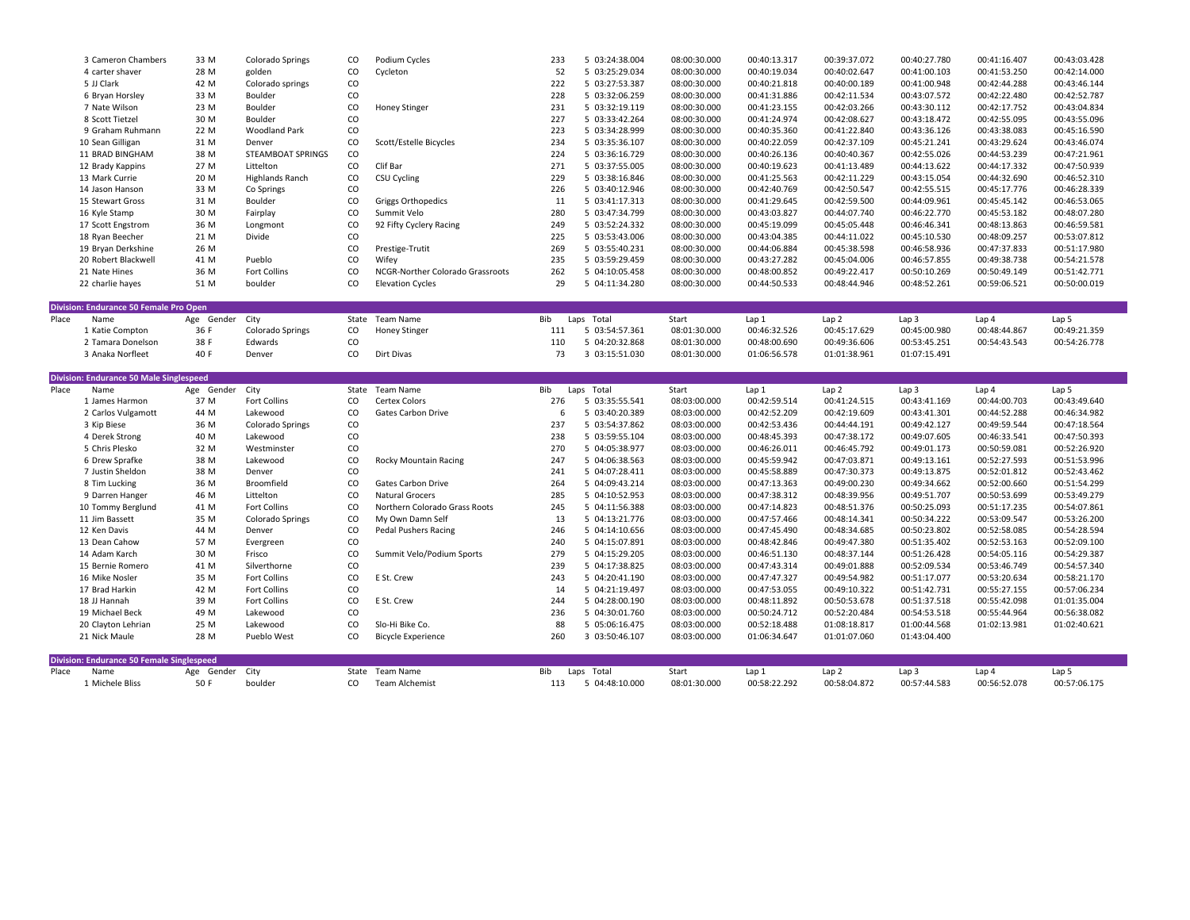| Place | Name | Age | Gender | City | State | Team Name | Bib | Laps | Total | Start | Lap 1 | Lap 2 | Lap 3 | Lap 4 | Lap 5 |
|---|---|---|---|---|---|---|---|---|---|---|---|---|---|---|---|
| 3 | Cameron Chambers | 33 | M | Colorado Springs | CO | Podium Cycles | 233 | 5 | 03:24:38.004 | 08:00:30.000 | 00:40:13.317 | 00:39:37.072 | 00:40:27.780 | 00:41:16.407 | 00:43:03.428 |
| 4 | carter shaver | 28 | M | golden | CO | Cycleton | 52 | 5 | 03:25:29.034 | 08:00:30.000 | 00:40:19.034 | 00:40:02.647 | 00:41:00.103 | 00:41:53.250 | 00:42:14.000 |
| 5 | JJ Clark | 42 | M | Colorado springs | CO | | 222 | 5 | 03:27:53.387 | 08:00:30.000 | 00:40:21.818 | 00:40:00.189 | 00:41:00.948 | 00:42:44.288 | 00:43:46.144 |
| 6 | Bryan Horsley | 33 | M | Boulder | CO | | 228 | 5 | 03:32:06.259 | 08:00:30.000 | 00:41:31.886 | 00:42:11.534 | 00:43:07.572 | 00:42:22.480 | 00:42:52.787 |
| 7 | Nate Wilson | 23 | M | Boulder | CO | Honey Stinger | 231 | 5 | 03:32:19.119 | 08:00:30.000 | 00:41:23.155 | 00:42:03.266 | 00:43:30.112 | 00:42:17.752 | 00:43:04.834 |
| 8 | Scott Tietzel | 30 | M | Boulder | CO | | 227 | 5 | 03:33:42.264 | 08:00:30.000 | 00:41:24.974 | 00:42:08.627 | 00:43:18.472 | 00:42:55.095 | 00:43:55.096 |
| 9 | Graham Ruhmann | 22 | M | Woodland Park | CO | | 223 | 5 | 03:34:28.999 | 08:00:30.000 | 00:40:35.360 | 00:41:22.840 | 00:43:36.126 | 00:43:38.083 | 00:45:16.590 |
| 10 | Sean Gilligan | 31 | M | Denver | CO | Scott/Estelle Bicycles | 234 | 5 | 03:35:36.107 | 08:00:30.000 | 00:40:22.059 | 00:42:37.109 | 00:45:21.241 | 00:43:29.624 | 00:43:46.074 |
| 11 | BRAD BINGHAM | 38 | M | STEAMBOAT SPRINGS | CO | | 224 | 5 | 03:36:16.729 | 08:00:30.000 | 00:40:26.136 | 00:40:40.367 | 00:42:55.026 | 00:44:53.239 | 00:47:21.961 |
| 12 | Brady Kappins | 27 | M | Littelton | CO | Clif Bar | 271 | 5 | 03:37:55.005 | 08:00:30.000 | 00:40:19.623 | 00:41:13.489 | 00:44:13.622 | 00:44:17.332 | 00:47:50.939 |
| 13 | Mark Currie | 20 | M | Highlands Ranch | CO | CSU Cycling | 229 | 5 | 03:38:16.846 | 08:00:30.000 | 00:41:25.563 | 00:42:11.229 | 00:43:15.054 | 00:44:32.690 | 00:46:52.310 |
| 14 | Jason Hanson | 33 | M | Co Springs | CO | | 226 | 5 | 03:40:12.946 | 08:00:30.000 | 00:42:40.769 | 00:42:50.547 | 00:42:55.515 | 00:45:17.776 | 00:46:28.339 |
| 15 | Stewart Gross | 31 | M | Boulder | CO | Griggs Orthopedics | 11 | 5 | 03:41:17.313 | 08:00:30.000 | 00:41:29.645 | 00:42:59.500 | 00:44:09.961 | 00:45:45.142 | 00:46:53.065 |
| 16 | Kyle Stamp | 30 | M | Fairplay | CO | Summit Velo | 280 | 5 | 03:47:34.799 | 08:00:30.000 | 00:43:03.827 | 00:44:07.740 | 00:46:22.770 | 00:45:53.182 | 00:48:07.280 |
| 17 | Scott Engstrom | 36 | M | Longmont | CO | 92 Fifty Cyclery Racing | 249 | 5 | 03:52:24.332 | 08:00:30.000 | 00:45:19.099 | 00:45:05.448 | 00:46:46.341 | 00:48:13.863 | 00:46:59.581 |
| 18 | Ryan Beecher | 21 | M | Divide | CO | | 225 | 5 | 03:53:43.006 | 08:00:30.000 | 00:43:04.385 | 00:44:11.022 | 00:45:10.530 | 00:48:09.257 | 00:53:07.812 |
| 19 | Bryan Derkshine | 26 | M | | CO | Prestige-Trutit | 269 | 5 | 03:55:40.231 | 08:00:30.000 | 00:44:06.884 | 00:45:38.598 | 00:46:58.936 | 00:47:37.833 | 00:51:17.980 |
| 20 | Robert Blackwell | 41 | M | Pueblo | CO | Wifey | 235 | 5 | 03:59:29.459 | 08:00:30.000 | 00:43:27.282 | 00:45:04.006 | 00:46:57.855 | 00:49:38.738 | 00:54:21.578 |
| 21 | Nate Hines | 36 | M | Fort Collins | CO | NCGR-Norther Colorado Grassroots | 262 | 5 | 04:10:05.458 | 08:00:30.000 | 00:48:00.852 | 00:49:22.417 | 00:50:10.269 | 00:50:49.149 | 00:51:42.771 |
| 22 | charlie hayes | 51 | M | boulder | CO | Elevation Cycles | 29 | 5 | 04:11:34.280 | 08:00:30.000 | 00:44:50.533 | 00:48:44.946 | 00:48:52.261 | 00:59:06.521 | 00:50:00.019 |

**Division: Endurance 50 Female Pro Open**

| Place | Name | Age | Gender | City | State | Team Name | Bib | Laps | Total | Start | Lap 1 | Lap 2 | Lap 3 | Lap 4 | Lap 5 |
|---|---|---|---|---|---|---|---|---|---|---|---|---|---|---|---|
| 1 | Katie Compton | 36 | F | Colorado Springs | CO | Honey Stinger | 111 | 5 | 03:54:57.361 | 08:01:30.000 | 00:46:32.526 | 00:45:17.629 | 00:45:00.980 | 00:48:44.867 | 00:49:21.359 |
| 2 | Tamara Donelson | 38 | F | Edwards | CO | | 110 | 5 | 04:20:32.868 | 08:01:30.000 | 00:48:00.690 | 00:49:36.606 | 00:53:45.251 | 00:54:43.543 | 00:54:26.778 |
| 3 | Anaka Norfleet | 40 | F | Denver | CO | Dirt Divas | 73 | 3 | 03:15:51.030 | 08:01:30.000 | 01:06:56.578 | 01:01:38.961 | 01:07:15.491 | | |

**Division: Endurance 50 Male Singlespeed**

| Place | Name | Age | Gender | City | State | Team Name | Bib | Laps | Total | Start | Lap 1 | Lap 2 | Lap 3 | Lap 4 | Lap 5 |
|---|---|---|---|---|---|---|---|---|---|---|---|---|---|---|---|
| 1 | James Harmon | 37 | M | Fort Collins | CO | Certex Colors | 276 | 5 | 03:35:55.541 | 08:03:00.000 | 00:42:59.514 | 00:41:24.515 | 00:43:41.169 | 00:44:00.703 | 00:43:49.640 |
| 2 | Carlos Vulgamott | 44 | M | Lakewood | CO | Gates Carbon Drive | 6 | 5 | 03:40:20.389 | 08:03:00.000 | 00:42:52.209 | 00:42:19.609 | 00:43:41.301 | 00:44:52.288 | 00:46:34.982 |
| 3 | Kip Biese | 36 | M | Colorado Springs | CO | | 237 | 5 | 03:54:37.862 | 08:03:00.000 | 00:42:53.436 | 00:44:44.191 | 00:49:42.127 | 00:49:59.544 | 00:47:18.564 |
| 4 | Derek Strong | 40 | M | Lakewood | CO | | 238 | 5 | 03:59:55.104 | 08:03:00.000 | 00:48:45.393 | 00:47:38.172 | 00:49:07.605 | 00:46:33.541 | 00:47:50.393 |
| 5 | Chris Plesko | 32 | M | Westminster | CO | | 270 | 5 | 04:05:38.977 | 08:03:00.000 | 00:46:26.011 | 00:46:45.792 | 00:49:01.173 | 00:50:59.081 | 00:52:26.920 |
| 6 | Drew Sprafke | 38 | M | Lakewood | CO | Rocky Mountain Racing | 247 | 5 | 04:06:38.563 | 08:03:00.000 | 00:45:59.942 | 00:47:03.871 | 00:49:13.161 | 00:52:27.593 | 00:51:53.996 |
| 7 | Justin Sheldon | 38 | M | Denver | CO | | 241 | 5 | 04:07:28.411 | 08:03:00.000 | 00:45:58.889 | 00:47:30.373 | 00:49:13.875 | 00:52:01.812 | 00:52:43.462 |
| 8 | Tim Lucking | 36 | M | Broomfield | CO | Gates Carbon Drive | 264 | 5 | 04:09:43.214 | 08:03:00.000 | 00:47:13.363 | 00:49:00.230 | 00:49:34.662 | 00:52:00.660 | 00:51:54.299 |
| 9 | Darren Hanger | 46 | M | Littelton | CO | Natural Grocers | 285 | 5 | 04:10:52.953 | 08:03:00.000 | 00:47:38.312 | 00:48:39.956 | 00:49:51.707 | 00:50:53.699 | 00:53:49.279 |
| 10 | Tommy Berglund | 41 | M | Fort Collins | CO | Northern Colorado Grass Roots | 245 | 5 | 04:11:56.388 | 08:03:00.000 | 00:47:14.823 | 00:48:51.376 | 00:50:25.093 | 00:51:17.235 | 00:54:07.861 |
| 11 | Jim Bassett | 35 | M | Colorado Springs | CO | My Own Damn Self | 13 | 5 | 04:13:21.776 | 08:03:00.000 | 00:47:57.466 | 00:48:14.341 | 00:50:34.222 | 00:53:09.547 | 00:53:26.200 |
| 12 | Ken Davis | 44 | M | Denver | CO | Pedal Pushers Racing | 246 | 5 | 04:14:10.656 | 08:03:00.000 | 00:47:45.490 | 00:48:34.685 | 00:50:23.802 | 00:52:58.085 | 00:54:28.594 |
| 13 | Dean Cahow | 57 | M | Evergreen | CO | | 240 | 5 | 04:15:07.891 | 08:03:00.000 | 00:48:42.846 | 00:49:47.380 | 00:51:35.402 | 00:52:53.163 | 00:52:09.100 |
| 14 | Adam Karch | 30 | M | Frisco | CO | Summit Velo/Podium Sports | 279 | 5 | 04:15:29.205 | 08:03:00.000 | 00:46:51.130 | 00:48:37.144 | 00:51:26.428 | 00:54:05.116 | 00:54:29.387 |
| 15 | Bernie Romero | 41 | M | Silverthorne | CO | | 239 | 5 | 04:17:38.825 | 08:03:00.000 | 00:47:43.314 | 00:49:01.888 | 00:52:09.534 | 00:53:46.749 | 00:54:57.340 |
| 16 | Mike Nosler | 35 | M | Fort Collins | CO | E St. Crew | 243 | 5 | 04:20:41.190 | 08:03:00.000 | 00:47:47.327 | 00:49:54.982 | 00:51:17.077 | 00:53:20.634 | 00:58:21.170 |
| 17 | Brad Harkin | 42 | M | Fort Collins | CO | | 14 | 5 | 04:21:19.497 | 08:03:00.000 | 00:47:53.055 | 00:49:10.322 | 00:51:42.731 | 00:55:27.155 | 00:57:06.234 |
| 18 | JJ Hannah | 39 | M | Fort Collins | CO | E St. Crew | 244 | 5 | 04:28:00.190 | 08:03:00.000 | 00:48:11.892 | 00:50:53.678 | 00:51:37.518 | 00:55:42.098 | 01:01:35.004 |
| 19 | Michael Beck | 49 | M | Lakewood | CO | | 236 | 5 | 04:30:01.760 | 08:03:00.000 | 00:50:24.712 | 00:52:20.484 | 00:54:53.518 | 00:55:44.964 | 00:56:38.082 |
| 20 | Clayton Lehrian | 25 | M | Lakewood | CO | Slo-Hi Bike Co. | 88 | 5 | 05:06:16.475 | 08:03:00.000 | 00:52:18.488 | 01:08:18.817 | 01:00:44.568 | 01:02:13.981 | 01:02:40.621 |
| 21 | Nick Maule | 28 | M | Pueblo West | CO | Bicycle Experience | 260 | 3 | 03:50:46.107 | 08:03:00.000 | 01:06:34.647 | 01:01:07.060 | 01:43:04.400 | | |

**Division: Endurance 50 Female Singlespeed**

| Place | Name | Age | Gender | City | State | Team Name | Bib | Laps | Total | Start | Lap 1 | Lap 2 | Lap 3 | Lap 4 | Lap 5 |
|---|---|---|---|---|---|---|---|---|---|---|---|---|---|---|---|
| 1 | Michele Bliss | 50 | F | boulder | CO | Team Alchemist | 113 | 5 | 04:48:10.000 | 08:01:30.000 | 00:58:22.292 | 00:58:04.872 | 00:57:44.583 | 00:56:52.078 | 00:57:06.175 |